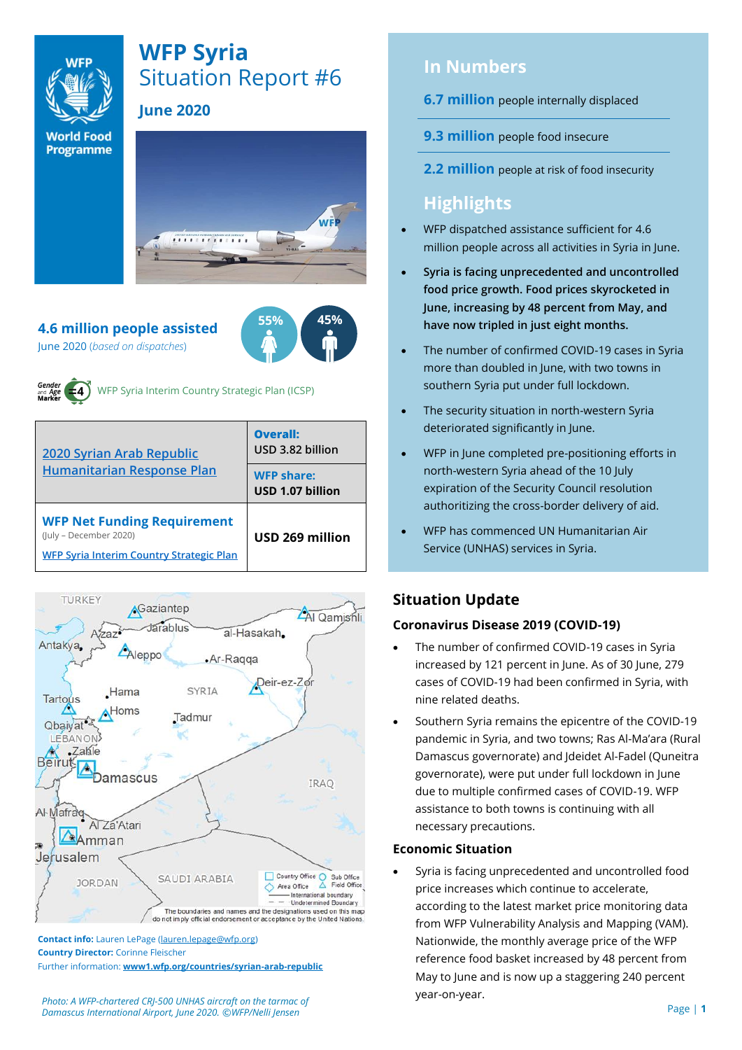# WFP Syria

## Situation Report #6

### June 2020

**4.6 million people assisted**

June 2020 (*based on dispatches*)

55% 45%

WFP Syria Interim Country Strategic Plan (ICSP)

| 2020 Syrian Arab Republic Humanitarian Response Plan | **Overall:** USD 3.82 billion |
|---|---|
| | **WFP share:** USD 1.07 billion |
| **WFP Net Funding Requirement** (July – December 2020) WFP Syria Interim Country Strategic Plan | **USD 269 million** |

The boundaries and names and the designations used on this map do not imply official endorsement or acceptance by the United Nations.

**Contact info:** Lauren LePage (lauren.lepage@wfp.org)
**Country Director:** Corinne Fleischer
Further information: **www1.wfp.org/countries/syrian-arab-republic**

*Photo: A WFP-chartered CRJ-500 UNHAS aircraft on the tarmac of Damascus International Airport, June 2020. ©WFP/Nelli Jensen*

## In Numbers

**6.7 million** people internally displaced

**9.3 million** people food insecure

**2.2 million** people at risk of food insecurity

## Highlights

- WFP dispatched assistance sufficient for 4.6 million people across all activities in Syria in June.
- **Syria is facing unprecedented and uncontrolled food price growth. Food prices skyrocketed in June, increasing by 48 percent from May, and have now tripled in just eight months.**
- The number of confirmed COVID-19 cases in Syria more than doubled in June, with two towns in southern Syria put under full lockdown.
- The security situation in north-western Syria deteriorated significantly in June.
- WFP in June completed pre-positioning efforts in north-western Syria ahead of the 10 July expiration of the Security Council resolution authoritizing the cross-border delivery of aid.
- WFP has commenced UN Humanitarian Air Service (UNHAS) services in Syria.

## Situation Update

### Coronavirus Disease 2019 (COVID-19)

- The number of confirmed COVID-19 cases in Syria increased by 121 percent in June. As of 30 June, 279 cases of COVID-19 had been confirmed in Syria, with nine related deaths.
- Southern Syria remains the epicentre of the COVID-19 pandemic in Syria, and two towns; Ras Al-Ma'ara (Rural Damascus governorate) and Jdeidet Al-Fadel (Quneitra governorate), were put under full lockdown in June due to multiple confirmed cases of COVID-19. WFP assistance to both towns is continuing with all necessary precautions.

### Economic Situation

- Syria is facing unprecedented and uncontrolled food price increases which continue to accelerate, according to the latest market price monitoring data from WFP Vulnerability Analysis and Mapping (VAM). Nationwide, the monthly average price of the WFP reference food basket increased by 48 percent from May to June and is now up a staggering 240 percent year-on-year.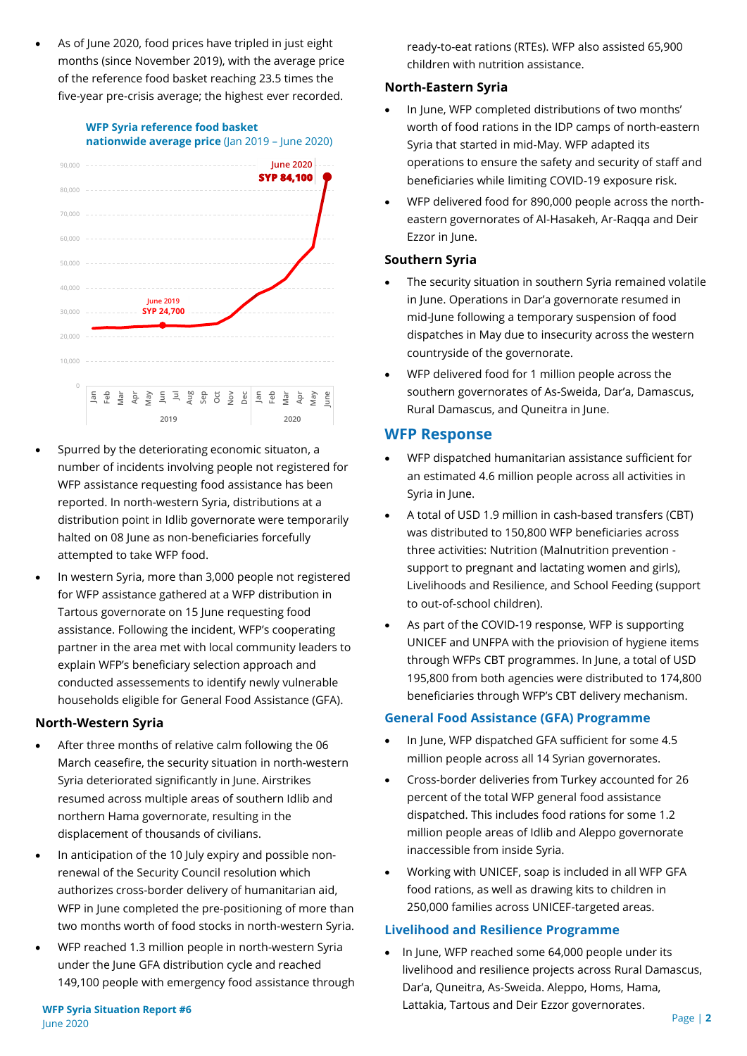- As of June 2020, food prices have tripled in just eight months (since November 2019), with the average price of the reference food basket reaching 23.5 times the five-year pre-crisis average; the highest ever recorded.

**WFP Syria reference food basket nationwide average price** (Jan 2019 – June 2020)

June 2019 SYP 24,700

June 2020 **SYP 84,100**

- Spurred by the deteriorating economic situaton, a number of incidents involving people not registered for WFP assistance requesting food assistance has been reported. In north-western Syria, distributions at a distribution point in Idlib governorate were temporarily halted on 08 June as non-beneficiaries forcefully attempted to take WFP food.
- In western Syria, more than 3,000 people not registered for WFP assistance gathered at a WFP distribution in Tartous governorate on 15 June requesting food assistance. Following the incident, WFP's cooperating partner in the area met with local community leaders to explain WFP's beneficiary selection approach and conducted assessements to identify newly vulnerable households eligible for General Food Assistance (GFA).

### North-Western Syria

- After three months of relative calm following the 06 March ceasefire, the security situation in north-western Syria deteriorated significantly in June. Airstrikes resumed across multiple areas of southern Idlib and northern Hama governorate, resulting in the displacement of thousands of civilians.
- In anticipation of the 10 July expiry and possible non-renewal of the Security Council resolution which authorizes cross-border delivery of humanitarian aid, WFP in June completed the pre-positioning of more than two months worth of food stocks in north-western Syria.
- WFP reached 1.3 million people in north-western Syria under the June GFA distribution cycle and reached 149,100 people with emergency food assistance through ready-to-eat rations (RTEs). WFP also assisted 65,900 children with nutrition assistance.

### North-Eastern Syria

- In June, WFP completed distributions of two months' worth of food rations in the IDP camps of north-eastern Syria that started in mid-May. WFP adapted its operations to ensure the safety and security of staff and beneficiaries while limiting COVID-19 exposure risk.
- WFP delivered food for 890,000 people across the north-eastern governorates of Al-Hasakeh, Ar-Raqqa and Deir Ezzor in June.

### Southern Syria

- The security situation in southern Syria remained volatile in June. Operations in Dar'a governorate resumed in mid-June following a temporary suspension of food dispatches in May due to insecurity across the western countryside of the governorate.
- WFP delivered food for 1 million people across the southern governorates of As-Sweida, Dar'a, Damascus, Rural Damascus, and Quneitra in June.

## WFP Response

- WFP dispatched humanitarian assistance sufficient for an estimated 4.6 million people across all activities in Syria in June.
- A total of USD 1.9 million in cash-based transfers (CBT) was distributed to 150,800 WFP beneficiaries across three activities: Nutrition (Malnutrition prevention - support to pregnant and lactating women and girls), Livelihoods and Resilience, and School Feeding (support to out-of-school children).
- As part of the COVID-19 response, WFP is supporting UNICEF and UNFPA with the prievision of hygiene items through WFPs CBT programmes. In June, a total of USD 195,800 from both agencies were distributed to 174,800 beneficiaries through WFP's CBT delivery mechanism.

### General Food Assistance (GFA) Programme

- In June, WFP dispatched GFA sufficient for some 4.5 million people across all 14 Syrian governorates.
- Cross-border deliveries from Turkey accounted for 26 percent of the total WFP general food assistance dispatched. This includes food rations for some 1.2 million people areas of Idlib and Aleppo governorate inaccessible from inside Syria.
- Working with UNICEF, soap is included in all WFP GFA food rations, as well as drawing kits to children in 250,000 families across UNICEF-targeted areas.

### Livelihood and Resilience Programme

- In June, WFP reached some 64,000 people under its livelihood and resilience projects across Rural Damascus, Dar'a, Quneitra, As-Sweida. Aleppo, Homs, Hama, Lattakia, Tartous and Deir Ezzor governorates.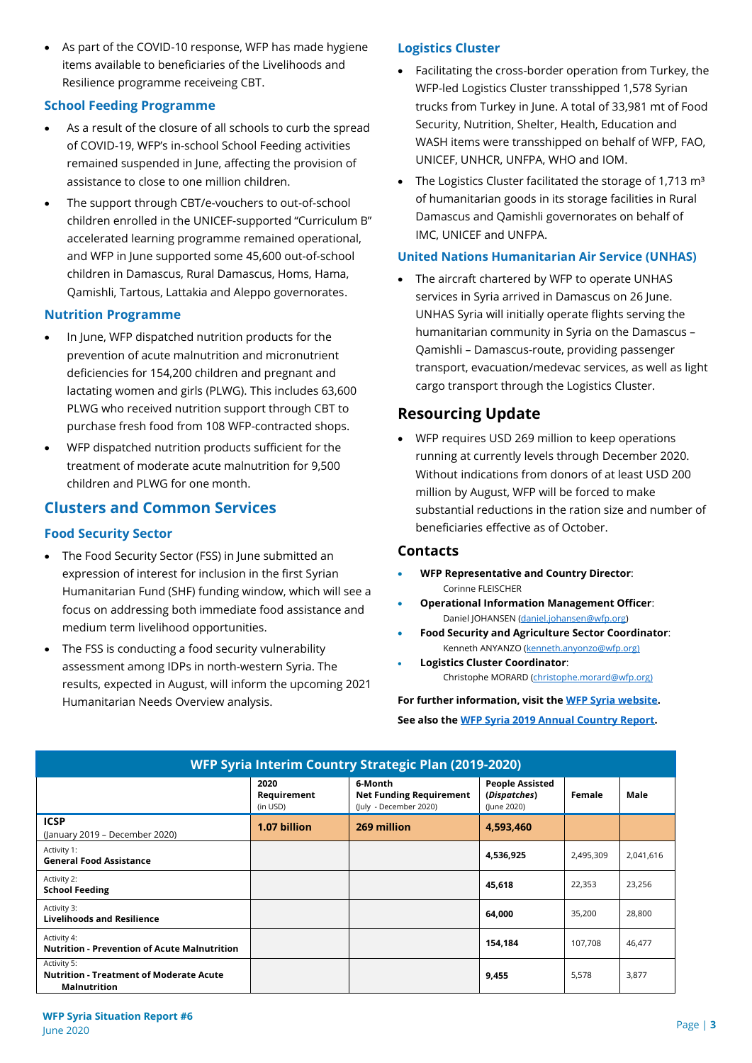- As part of the COVID-10 response, WFP has made hygiene items available to beneficiaries of the Livelihoods and Resilience programme receiveing CBT.

### School Feeding Programme

- As a result of the closure of all schools to curb the spread of COVID-19, WFP's in-school School Feeding activities remained suspended in June, affecting the provision of assistance to close to one million children.
- The support through CBT/e-vouchers to out-of-school children enrolled in the UNICEF-supported "Curriculum B" accelerated learning programme remained operational, and WFP in June supported some 45,600 out-of-school children in Damascus, Rural Damascus, Homs, Hama, Qamishli, Tartous, Lattakia and Aleppo governorates.

### Nutrition Programme

- In June, WFP dispatched nutrition products for the prevention of acute malnutrition and micronutrient deficiencies for 154,200 children and pregnant and lactating women and girls (PLWG). This includes 63,600 PLWG who received nutrition support through CBT to purchase fresh food from 108 WFP-contracted shops.
- WFP dispatched nutrition products sufficient for the treatment of moderate acute malnutrition for 9,500 children and PLWG for one month.

## Clusters and Common Services

### Food Security Sector

- The Food Security Sector (FSS) in June submitted an expression of interest for inclusion in the first Syrian Humanitarian Fund (SHF) funding window, which will see a focus on addressing both immediate food assistance and medium term livelihood opportunities.
- The FSS is conducting a food security vulnerability assessment among IDPs in north-western Syria. The results, expected in August, will inform the upcoming 2021 Humanitarian Needs Overview analysis.

### Logistics Cluster

- Facilitating the cross-border operation from Turkey, the WFP-led Logistics Cluster transshipped 1,578 Syrian trucks from Turkey in June. A total of 33,981 mt of Food Security, Nutrition, Shelter, Health, Education and WASH items were transshipped on behalf of WFP, FAO, UNICEF, UNHCR, UNFPA, WHO and IOM.
- The Logistics Cluster facilitated the storage of 1,713 m³ of humanitarian goods in its storage facilities in Rural Damascus and Qamishli governorates on behalf of IMC, UNICEF and UNFPA.

### United Nations Humanitarian Air Service (UNHAS)

- The aircraft chartered by WFP to operate UNHAS services in Syria arrived in Damascus on 26 June. UNHAS Syria will initially operate flights serving the humanitarian community in Syria on the Damascus – Qamishli – Damascus-route, providing passenger transport, evacuation/medevac services, as well as light cargo transport through the Logistics Cluster.

## Resourcing Update

- WFP requires USD 269 million to keep operations running at currently levels through December 2020. Without indications from donors of at least USD 200 million by August, WFP will be forced to make substantial reductions in the ration size and number of beneficiaries effective as of October.

## Contacts

- **WFP Representative and Country Director**: Corinne FLEISCHER
- **Operational Information Management Officer**: Daniel JOHANSEN (daniel.johansen@wfp.org)
- **Food Security and Agriculture Sector Coordinator**: Kenneth ANYANZO (kenneth.anyonzo@wfp.org)
- **Logistics Cluster Coordinator**: Christophe MORARD (christophe.morard@wfp.org)

**For further information, visit the WFP Syria website.**

**See also the WFP Syria 2019 Annual Country Report.**

| WFP Syria Interim Country Strategic Plan (2019-2020) | 2020 Requirement (in USD) | 6-Month Net Funding Requirement (July - December 2020) | People Assisted (*Dispatches*) (June 2020) | Female | Male |
|---|---|---|---|---|---|
| **ICSP** (January 2019 – December 2020) | **1.07 billion** | **269 million** | **4,593,460** | | |
| Activity 1: **General Food Assistance** | | | **4,536,925** | 2,495,309 | 2,041,616 |
| Activity 2: **School Feeding** | | | **45,618** | 22,353 | 23,256 |
| Activity 3: **Livelihoods and Resilience** | | | **64,000** | 35,200 | 28,800 |
| Activity 4: **Nutrition - Prevention of Acute Malnutrition** | | | **154,184** | 107,708 | 46,477 |
| Activity 5: **Nutrition - Treatment of Moderate Acute Malnutrition** | | | **9,455** | 5,578 | 3,877 |